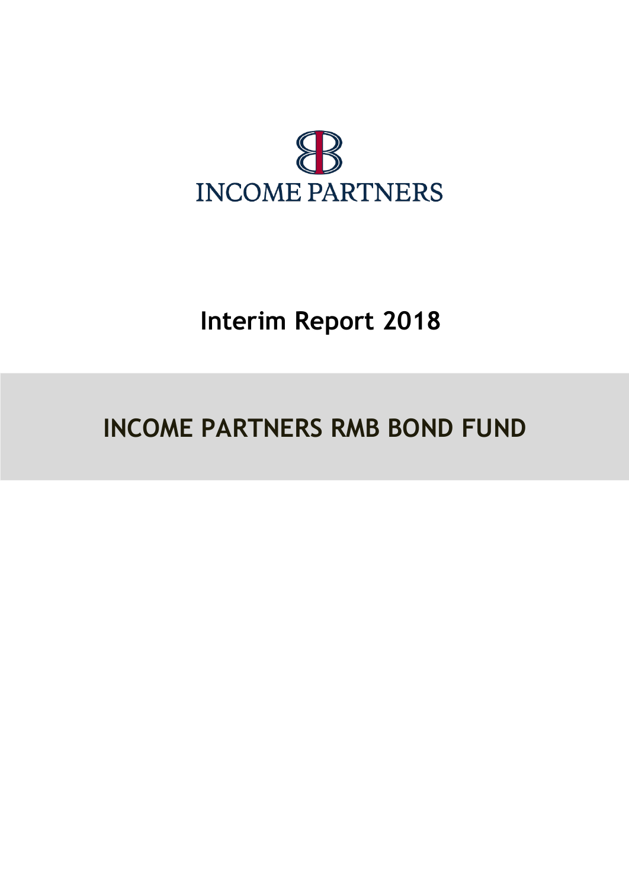INCOME PARTNERS

# Interim Report 2018

# INCOME PARTNERS RMB BOND FUND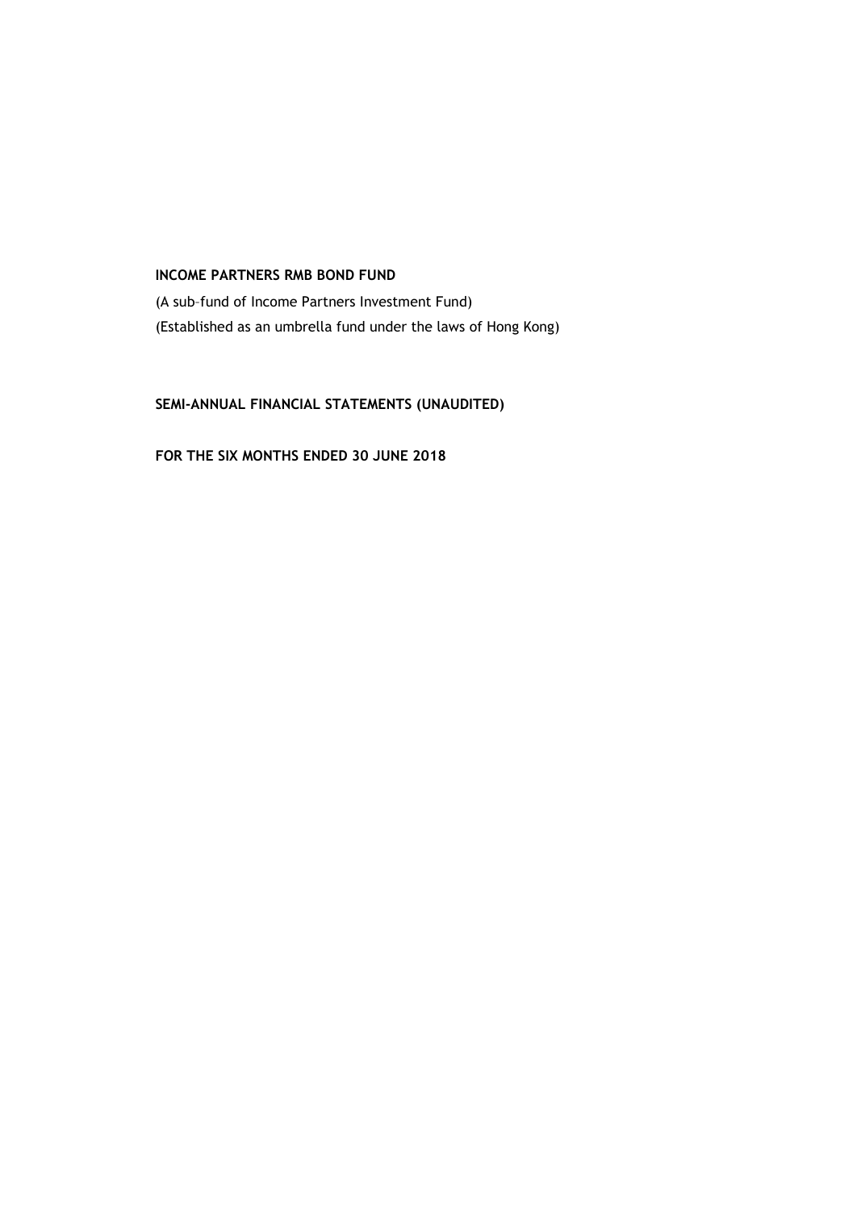**INCOME PARTNERS RMB BOND FUND**

(A sub–fund of Income Partners Investment Fund)

(Established as an umbrella fund under the laws of Hong Kong)

**SEMI-ANNUAL FINANCIAL STATEMENTS (UNAUDITED)**

**FOR THE SIX MONTHS ENDED 30 JUNE 2018**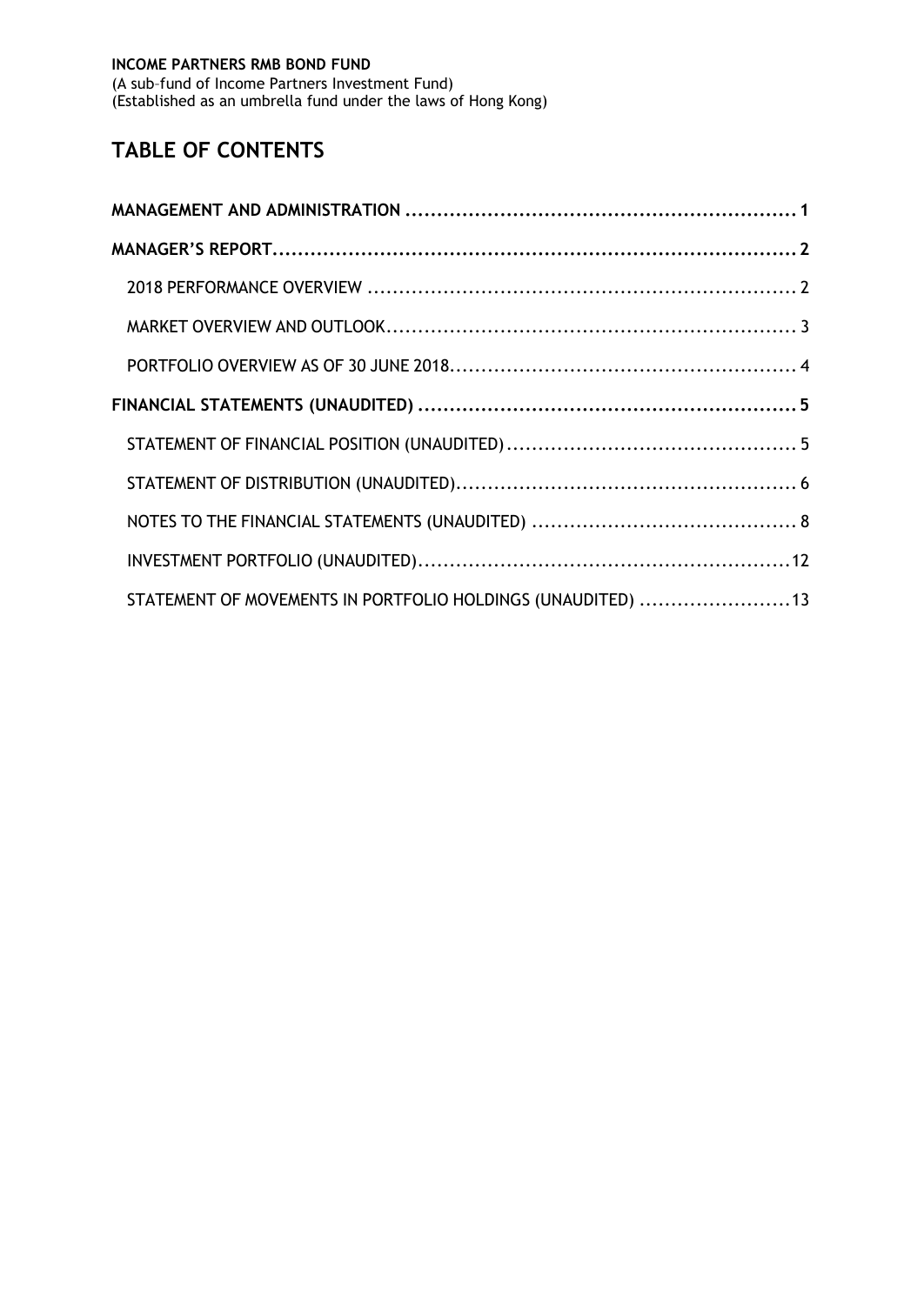**INCOME PARTNERS RMB BOND FUND**
(A sub–fund of Income Partners Investment Fund)
(Established as an umbrella fund under the laws of Hong Kong)

# TABLE OF CONTENTS

**MANAGEMENT AND ADMINISTRATION .............................................................. 1**

**MANAGER'S REPORT.................................................................................... 2**

- 2018 PERFORMANCE OVERVIEW .................................................................... 2
- MARKET OVERVIEW AND OUTLOOK................................................................. 3
- PORTFOLIO OVERVIEW AS OF 30 JUNE 2018....................................................... 4

**FINANCIAL STATEMENTS (UNAUDITED) ............................................................ 5**

- STATEMENT OF FINANCIAL POSITION (UNAUDITED) .............................................. 5
- STATEMENT OF DISTRIBUTION (UNAUDITED)...................................................... 6
- NOTES TO THE FINANCIAL STATEMENTS (UNAUDITED) .......................................... 8
- INVESTMENT PORTFOLIO (UNAUDITED)............................................................12
- STATEMENT OF MOVEMENTS IN PORTFOLIO HOLDINGS (UNAUDITED) ........................13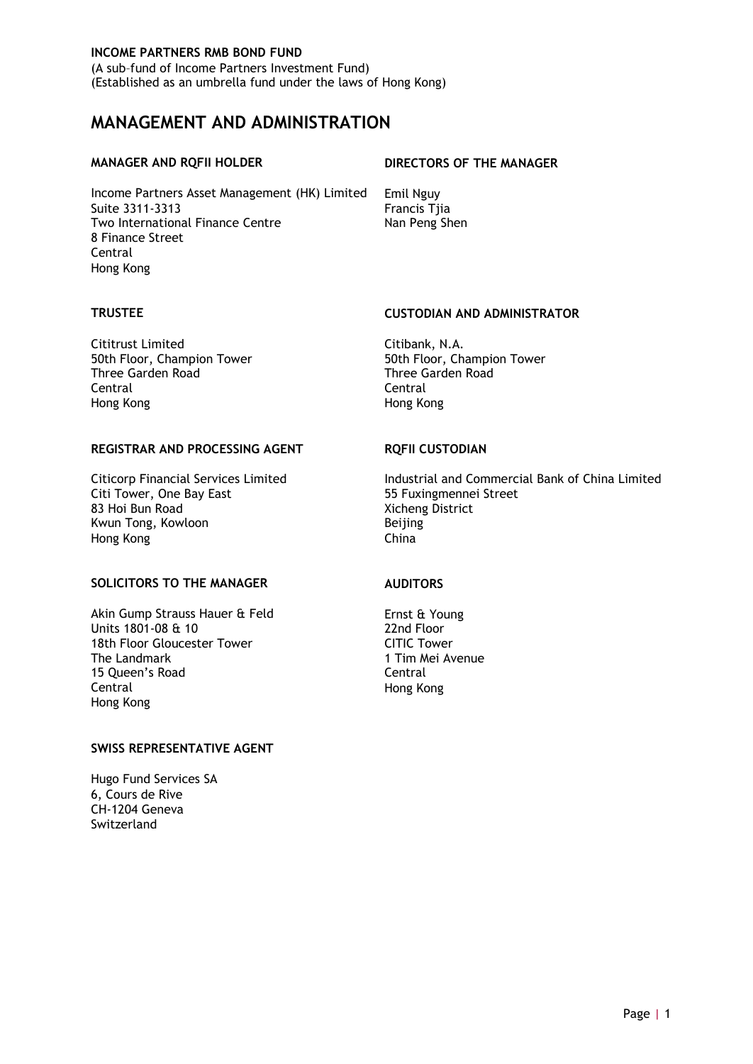**INCOME PARTNERS RMB BOND FUND**
(A sub–fund of Income Partners Investment Fund)
(Established as an umbrella fund under the laws of Hong Kong)

# MANAGEMENT AND ADMINISTRATION

### MANAGER AND RQFII HOLDER

Income Partners Asset Management (HK) Limited
Suite 3311-3313
Two International Finance Centre
8 Finance Street
Central
Hong Kong

### DIRECTORS OF THE MANAGER

Emil Nguy
Francis Tjia
Nan Peng Shen

### TRUSTEE

Cititrust Limited
50th Floor, Champion Tower
Three Garden Road
Central
Hong Kong

### CUSTODIAN AND ADMINISTRATOR

Citibank, N.A.
50th Floor, Champion Tower
Three Garden Road
Central
Hong Kong

### REGISTRAR AND PROCESSING AGENT

Citicorp Financial Services Limited
Citi Tower, One Bay East
83 Hoi Bun Road
Kwun Tong, Kowloon
Hong Kong

### RQFII CUSTODIAN

Industrial and Commercial Bank of China Limited
55 Fuxingmennei Street
Xicheng District
Beijing
China

### SOLICITORS TO THE MANAGER

Akin Gump Strauss Hauer & Feld
Units 1801-08 & 10
18th Floor Gloucester Tower
The Landmark
15 Queen's Road
Central
Hong Kong

### AUDITORS

Ernst & Young
22nd Floor
CITIC Tower
1 Tim Mei Avenue
Central
Hong Kong

### SWISS REPRESENTATIVE AGENT

Hugo Fund Services SA
6, Cours de Rive
CH-1204 Geneva
Switzerland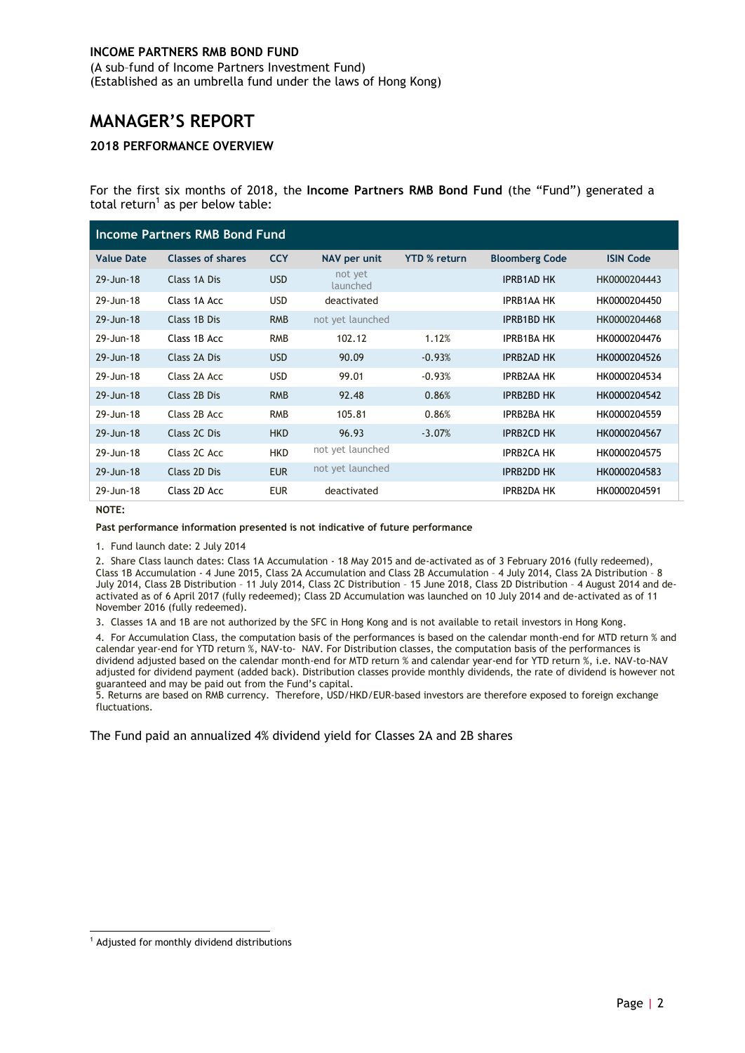**INCOME PARTNERS RMB BOND FUND**

(A sub-fund of Income Partners Investment Fund)
(Established as an umbrella fund under the laws of Hong Kong)

# MANAGER'S REPORT

### 2018 PERFORMANCE OVERVIEW

For the first six months of 2018, the **Income Partners RMB Bond Fund** (the "Fund") generated a total return[1] as per below table:

| Income Partners RMB Bond Fund | | | | | | |
|---|---|---|---|---|---|---|
| **Value Date** | **Classes of shares** | **CCY** | **NAV per unit** | **YTD % return** | **Bloomberg Code** | **ISIN Code** |
| 29-Jun-18 | Class 1A Dis | USD | not yet launched | | IPRB1AD HK | HK0000204443 |
| 29-Jun-18 | Class 1A Acc | USD | deactivated | | IPRB1AA HK | HK0000204450 |
| 29-Jun-18 | Class 1B Dis | RMB | not yet launched | | IPRB1BD HK | HK0000204468 |
| 29-Jun-18 | Class 1B Acc | RMB | 102.12 | 1.12% | IPRB1BA HK | HK0000204476 |
| 29-Jun-18 | Class 2A Dis | USD | 90.09 | -0.93% | IPRB2AD HK | HK0000204526 |
| 29-Jun-18 | Class 2A Acc | USD | 99.01 | -0.93% | IPRB2AA HK | HK0000204534 |
| 29-Jun-18 | Class 2B Dis | RMB | 92.48 | 0.86% | IPRB2BD HK | HK0000204542 |
| 29-Jun-18 | Class 2B Acc | RMB | 105.81 | 0.86% | IPRB2BA HK | HK0000204559 |
| 29-Jun-18 | Class 2C Dis | HKD | 96.93 | -3.07% | IPRB2CD HK | HK0000204567 |
| 29-Jun-18 | Class 2C Acc | HKD | not yet launched | | IPRB2CA HK | HK0000204575 |
| 29-Jun-18 | Class 2D Dis | EUR | not yet launched | | IPRB2DD HK | HK0000204583 |
| 29-Jun-18 | Class 2D Acc | EUR | deactivated | | IPRB2DA HK | HK0000204591 |

**NOTE:**

**Past performance information presented is not indicative of future performance**

1. Fund launch date: 2 July 2014
2. Share Class launch dates: Class 1A Accumulation - 18 May 2015 and de-activated as of 3 February 2016 (fully redeemed), Class 1B Accumulation - 4 June 2015, Class 2A Accumulation and Class 2B Accumulation – 4 July 2014, Class 2A Distribution – 8 July 2014, Class 2B Distribution – 11 July 2014, Class 2C Distribution – 15 June 2018, Class 2D Distribution – 4 August 2014 and de-activated as of 6 April 2017 (fully redeemed); Class 2D Accumulation was launched on 10 July 2014 and de-activated as of 11 November 2016 (fully redeemed).
3. Classes 1A and 1B are not authorized by the SFC in Hong Kong and is not available to retail investors in Hong Kong.
4. For Accumulation Class, the computation basis of the performances is based on the calendar month-end for MTD return % and calendar year-end for YTD return %, NAV-to- NAV. For Distribution classes, the computation basis of the performances is dividend adjusted based on the calendar month-end for MTD return % and calendar year-end for YTD return %, i.e. NAV-to-NAV adjusted for dividend payment (added back). Distribution classes provide monthly dividends, the rate of dividend is however not guaranteed and may be paid out from the Fund's capital.
5. Returns are based on RMB currency. Therefore, USD/HKD/EUR-based investors are therefore exposed to foreign exchange fluctuations.

The Fund paid an annualized 4% dividend yield for Classes 2A and 2B shares

[1] Adjusted for monthly dividend distributions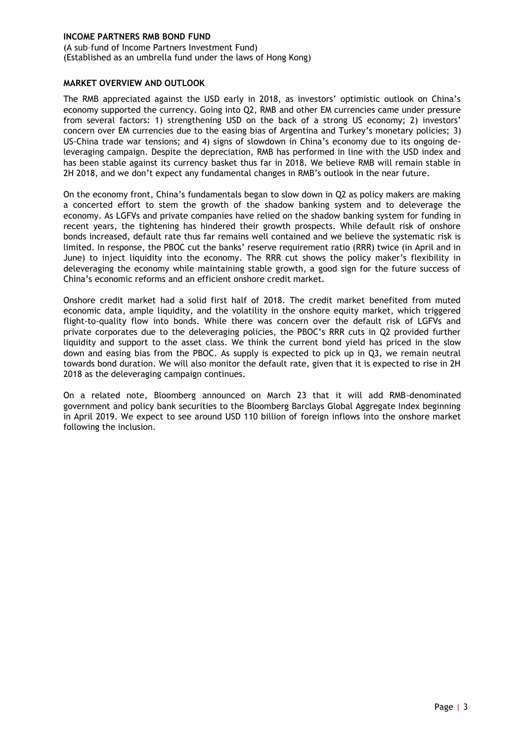**INCOME PARTNERS RMB BOND FUND**

(A sub–fund of Income Partners Investment Fund)
(Established as an umbrella fund under the laws of Hong Kong)

## MARKET OVERVIEW AND OUTLOOK

The RMB appreciated against the USD early in 2018, as investors' optimistic outlook on China's economy supported the currency. Going into Q2, RMB and other EM currencies came under pressure from several factors: 1) strengthening USD on the back of a strong US economy; 2) investors' concern over EM currencies due to the easing bias of Argentina and Turkey's monetary policies; 3) US-China trade war tensions; and 4) signs of slowdown in China's economy due to its ongoing de-leveraging campaign. Despite the depreciation, RMB has performed in line with the USD index and has been stable against its currency basket thus far in 2018. We believe RMB will remain stable in 2H 2018, and we don't expect any fundamental changes in RMB's outlook in the near future.

On the economy front, China's fundamentals began to slow down in Q2 as policy makers are making a concerted effort to stem the growth of the shadow banking system and to deleverage the economy. As LGFVs and private companies have relied on the shadow banking system for funding in recent years, the tightening has hindered their growth prospects. While default risk of onshore bonds increased, default rate thus far remains well contained and we believe the systematic risk is limited. In response, the PBOC cut the banks' reserve requirement ratio (RRR) twice (in April and in June) to inject liquidity into the economy. The RRR cut shows the policy maker's flexibility in deleveraging the economy while maintaining stable growth, a good sign for the future success of China's economic reforms and an efficient onshore credit market.

Onshore credit market had a solid first half of 2018. The credit market benefited from muted economic data, ample liquidity, and the volatility in the onshore equity market, which triggered flight-to-quality flow into bonds. While there was concern over the default risk of LGFVs and private corporates due to the deleveraging policies, the PBOC's RRR cuts in Q2 provided further liquidity and support to the asset class. We think the current bond yield has priced in the slow down and easing bias from the PBOC. As supply is expected to pick up in Q3, we remain neutral towards bond duration. We will also monitor the default rate, given that it is expected to rise in 2H 2018 as the deleveraging campaign continues.

On a related note, Bloomberg announced on March 23 that it will add RMB-denominated government and policy bank securities to the Bloomberg Barclays Global Aggregate Index beginning in April 2019. We expect to see around USD 110 billion of foreign inflows into the onshore market following the inclusion.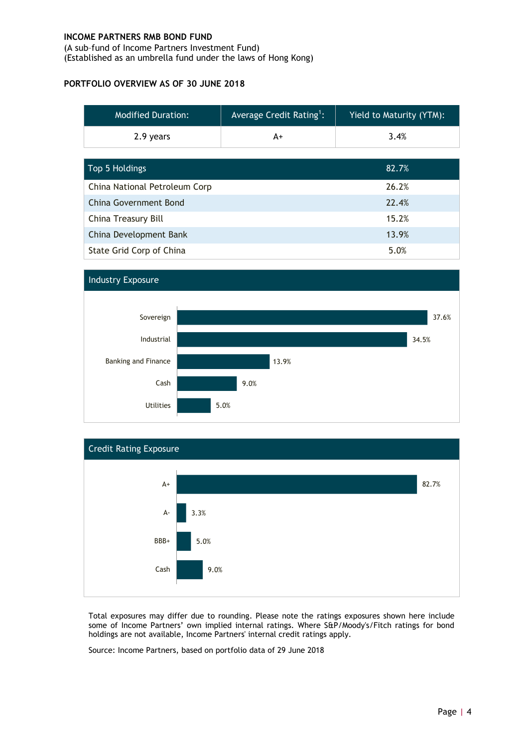**INCOME PARTNERS RMB BOND FUND**
(A sub-fund of Income Partners Investment Fund)
(Established as an umbrella fund under the laws of Hong Kong)

**PORTFOLIO OVERVIEW AS OF 30 JUNE 2018**

| Modified Duration: | Average Credit Rating[1]: | Yield to Maturity (YTM): |
|---|---|---|
| 2.9 years | A+ | 3.4% |

| Top 5 Holdings | 82.7% |
|---|---|
| China National Petroleum Corp | 26.2% |
| China Government Bond | 22.4% |
| China Treasury Bill | 15.2% |
| China Development Bank | 13.9% |
| State Grid Corp of China | 5.0% |

| Industry Exposure | |
|---|---|
| Sovereign | 37.6% |
| Industrial | 34.5% |
| Banking and Finance | 13.9% |
| Cash | 9.0% |
| Utilities | 5.0% |

| Credit Rating Exposure | |
|---|---|
| A+ | 82.7% |
| A- | 3.3% |
| BBB+ | 5.0% |
| Cash | 9.0% |

Total exposures may differ due to rounding. Please note the ratings exposures shown here include some of Income Partners' own implied internal ratings. Where S&P/Moody's/Fitch ratings for bond holdings are not available, Income Partners' internal credit ratings apply.

Source: Income Partners, based on portfolio data of 29 June 2018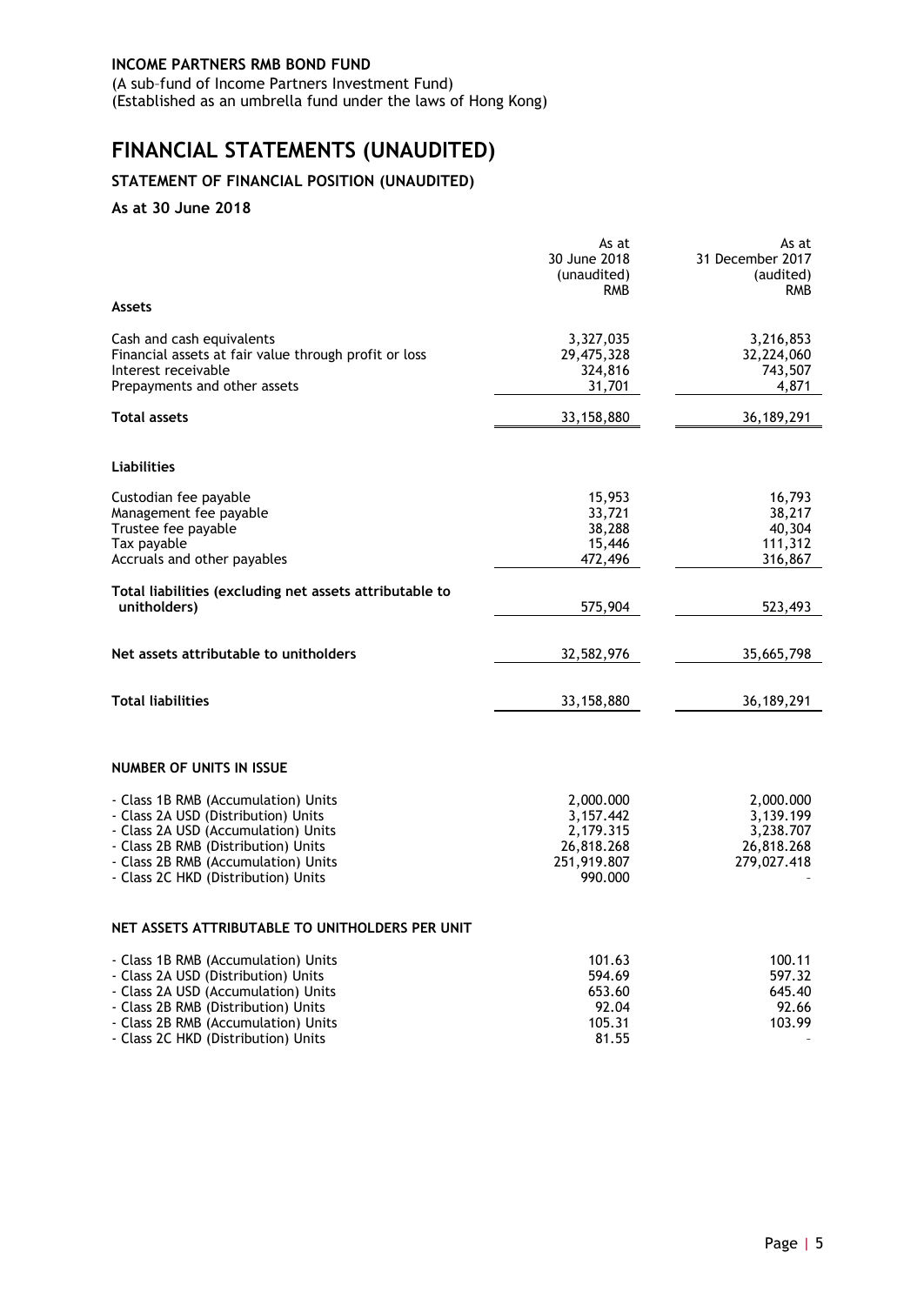**INCOME PARTNERS RMB BOND FUND**

(A sub–fund of Income Partners Investment Fund)
(Established as an umbrella fund under the laws of Hong Kong)

# FINANCIAL STATEMENTS (UNAUDITED)

## STATEMENT OF FINANCIAL POSITION (UNAUDITED)

### As at 30 June 2018

| | As at 30 June 2018 (unaudited) RMB | As at 31 December 2017 (audited) RMB |
|---|---|---|
| **Assets** | | |
| Cash and cash equivalents | 3,327,035 | 3,216,853 |
| Financial assets at fair value through profit or loss | 29,475,328 | 32,224,060 |
| Interest receivable | 324,816 | 743,507 |
| Prepayments and other assets | 31,701 | 4,871 |
| **Total assets** | 33,158,880 | 36,189,291 |
| **Liabilities** | | |
| Custodian fee payable | 15,953 | 16,793 |
| Management fee payable | 33,721 | 38,217 |
| Trustee fee payable | 38,288 | 40,304 |
| Tax payable | 15,446 | 111,312 |
| Accruals and other payables | 472,496 | 316,867 |
| **Total liabilities (excluding net assets attributable to unitholders)** | 575,904 | 523,493 |
| **Net assets attributable to unitholders** | 32,582,976 | 35,665,798 |
| **Total liabilities** | 33,158,880 | 36,189,291 |

**NUMBER OF UNITS IN ISSUE**

| | As at 30 June 2018 | As at 31 December 2017 |
|---|---|---|
| - Class 1B RMB (Accumulation) Units | 2,000.000 | 2,000.000 |
| - Class 2A USD (Distribution) Units | 3,157.442 | 3,139.199 |
| - Class 2A USD (Accumulation) Units | 2,179.315 | 3,238.707 |
| - Class 2B RMB (Distribution) Units | 26,818.268 | 26,818.268 |
| - Class 2B RMB (Accumulation) Units | 251,919.807 | 279,027.418 |
| - Class 2C HKD (Distribution) Units | 990.000 | - |

**NET ASSETS ATTRIBUTABLE TO UNITHOLDERS PER UNIT**

| | As at 30 June 2018 | As at 31 December 2017 |
|---|---|---|
| - Class 1B RMB (Accumulation) Units | 101.63 | 100.11 |
| - Class 2A USD (Distribution) Units | 594.69 | 597.32 |
| - Class 2A USD (Accumulation) Units | 653.60 | 645.40 |
| - Class 2B RMB (Distribution) Units | 92.04 | 92.66 |
| - Class 2B RMB (Accumulation) Units | 105.31 | 103.99 |
| - Class 2C HKD (Distribution) Units | 81.55 | - |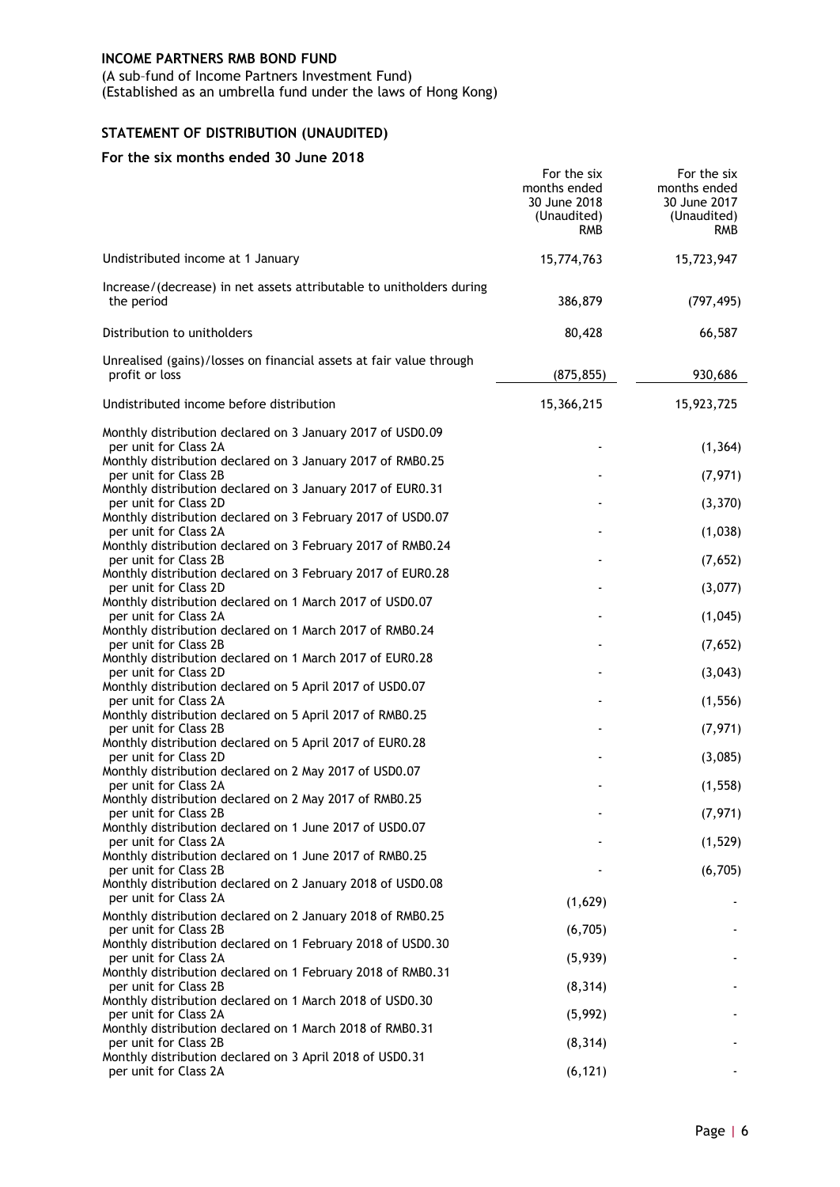**INCOME PARTNERS RMB BOND FUND**

(A sub-fund of Income Partners Investment Fund)
(Established as an umbrella fund under the laws of Hong Kong)

## STATEMENT OF DISTRIBUTION (UNAUDITED)

### For the six months ended 30 June 2018

| | For the six months ended 30 June 2018 (Unaudited) RMB | For the six months ended 30 June 2017 (Unaudited) RMB |
|---|---|---|
| Undistributed income at 1 January | 15,774,763 | 15,723,947 |
| Increase/(decrease) in net assets attributable to unitholders during the period | 386,879 | (797,495) |
| Distribution to unitholders | 80,428 | 66,587 |
| Unrealised (gains)/losses on financial assets at fair value through profit or loss | (875,855) | 930,686 |
| Undistributed income before distribution | 15,366,215 | 15,923,725 |
| Monthly distribution declared on 3 January 2017 of USD0.09 per unit for Class 2A | - | (1,364) |
| Monthly distribution declared on 3 January 2017 of RMB0.25 per unit for Class 2B | - | (7,971) |
| Monthly distribution declared on 3 January 2017 of EUR0.31 per unit for Class 2D | - | (3,370) |
| Monthly distribution declared on 3 February 2017 of USD0.07 per unit for Class 2A | - | (1,038) |
| Monthly distribution declared on 3 February 2017 of RMB0.24 per unit for Class 2B | - | (7,652) |
| Monthly distribution declared on 3 February 2017 of EUR0.28 per unit for Class 2D | - | (3,077) |
| Monthly distribution declared on 1 March 2017 of USD0.07 per unit for Class 2A | - | (1,045) |
| Monthly distribution declared on 1 March 2017 of RMB0.24 per unit for Class 2B | - | (7,652) |
| Monthly distribution declared on 1 March 2017 of EUR0.28 per unit for Class 2D | - | (3,043) |
| Monthly distribution declared on 5 April 2017 of USD0.07 per unit for Class 2A | - | (1,556) |
| Monthly distribution declared on 5 April 2017 of RMB0.25 per unit for Class 2B | - | (7,971) |
| Monthly distribution declared on 5 April 2017 of EUR0.28 per unit for Class 2D | - | (3,085) |
| Monthly distribution declared on 2 May 2017 of USD0.07 per unit for Class 2A | - | (1,558) |
| Monthly distribution declared on 2 May 2017 of RMB0.25 per unit for Class 2B | - | (7,971) |
| Monthly distribution declared on 1 June 2017 of USD0.07 per unit for Class 2A | - | (1,529) |
| Monthly distribution declared on 1 June 2017 of RMB0.25 per unit for Class 2B | - | (6,705) |
| Monthly distribution declared on 2 January 2018 of USD0.08 per unit for Class 2A | (1,629) | - |
| Monthly distribution declared on 2 January 2018 of RMB0.25 per unit for Class 2B | (6,705) | - |
| Monthly distribution declared on 1 February 2018 of USD0.30 per unit for Class 2A | (5,939) | - |
| Monthly distribution declared on 1 February 2018 of RMB0.31 per unit for Class 2B | (8,314) | - |
| Monthly distribution declared on 1 March 2018 of USD0.30 per unit for Class 2A | (5,992) | - |
| Monthly distribution declared on 1 March 2018 of RMB0.31 per unit for Class 2B | (8,314) | - |
| Monthly distribution declared on 3 April 2018 of USD0.31 per unit for Class 2A | (6,121) | - |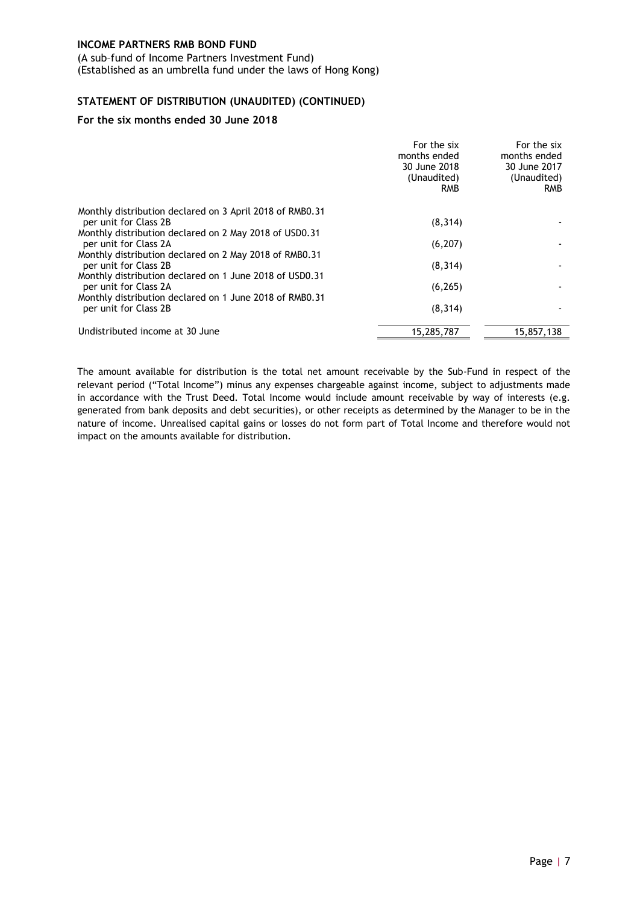**INCOME PARTNERS RMB BOND FUND**

(A sub–fund of Income Partners Investment Fund)
(Established as an umbrella fund under the laws of Hong Kong)

## STATEMENT OF DISTRIBUTION (UNAUDITED) (CONTINUED)

### For the six months ended 30 June 2018

| | For the six months ended 30 June 2018 (Unaudited) RMB | For the six months ended 30 June 2017 (Unaudited) RMB |
|---|---|---|
| Monthly distribution declared on 3 April 2018 of RMB0.31 per unit for Class 2B | (8,314) | - |
| Monthly distribution declared on 2 May 2018 of USD0.31 per unit for Class 2A | (6,207) | - |
| Monthly distribution declared on 2 May 2018 of RMB0.31 per unit for Class 2B | (8,314) | - |
| Monthly distribution declared on 1 June 2018 of USD0.31 per unit for Class 2A | (6,265) | - |
| Monthly distribution declared on 1 June 2018 of RMB0.31 per unit for Class 2B | (8,314) | - |
| Undistributed income at 30 June | 15,285,787 | 15,857,138 |

The amount available for distribution is the total net amount receivable by the Sub-Fund in respect of the relevant period ("Total Income") minus any expenses chargeable against income, subject to adjustments made in accordance with the Trust Deed. Total Income would include amount receivable by way of interests (e.g. generated from bank deposits and debt securities), or other receipts as determined by the Manager to be in the nature of income. Unrealised capital gains or losses do not form part of Total Income and therefore would not impact on the amounts available for distribution.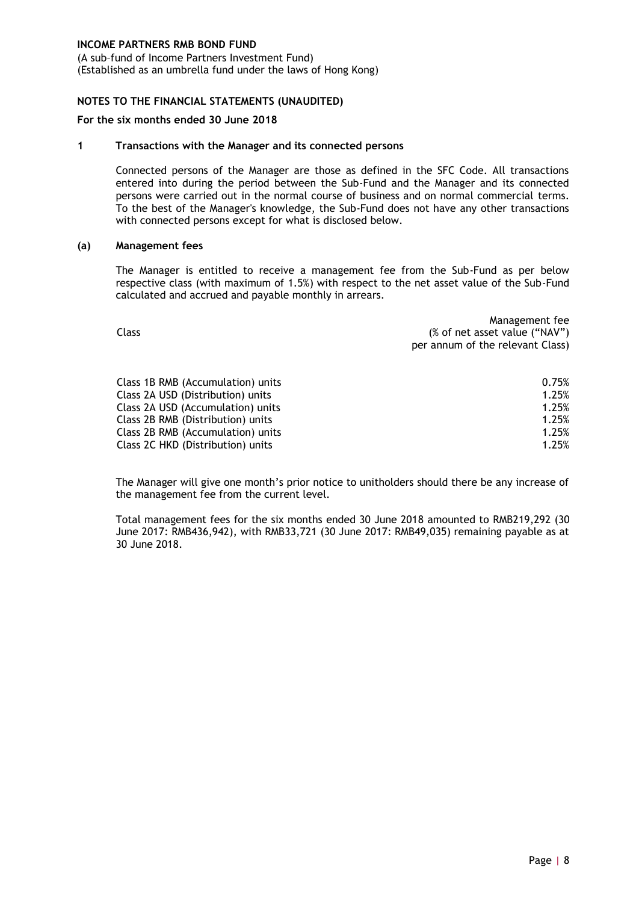**INCOME PARTNERS RMB BOND FUND**
(A sub-fund of Income Partners Investment Fund)
(Established as an umbrella fund under the laws of Hong Kong)

**NOTES TO THE FINANCIAL STATEMENTS (UNAUDITED)**

**For the six months ended 30 June 2018**

## 1 Transactions with the Manager and its connected persons

Connected persons of the Manager are those as defined in the SFC Code. All transactions entered into during the period between the Sub-Fund and the Manager and its connected persons were carried out in the normal course of business and on normal commercial terms. To the best of the Manager's knowledge, the Sub-Fund does not have any other transactions with connected persons except for what is disclosed below.

### (a) Management fees

The Manager is entitled to receive a management fee from the Sub-Fund as per below respective class (with maximum of 1.5%) with respect to the net asset value of the Sub-Fund calculated and accrued and payable monthly in arrears.

| Class | Management fee (% of net asset value ("NAV") per annum of the relevant Class) |
|---|---|
| Class 1B RMB (Accumulation) units | 0.75% |
| Class 2A USD (Distribution) units | 1.25% |
| Class 2A USD (Accumulation) units | 1.25% |
| Class 2B RMB (Distribution) units | 1.25% |
| Class 2B RMB (Accumulation) units | 1.25% |
| Class 2C HKD (Distribution) units | 1.25% |

The Manager will give one month's prior notice to unitholders should there be any increase of the management fee from the current level.

Total management fees for the six months ended 30 June 2018 amounted to RMB219,292 (30 June 2017: RMB436,942), with RMB33,721 (30 June 2017: RMB49,035) remaining payable as at 30 June 2018.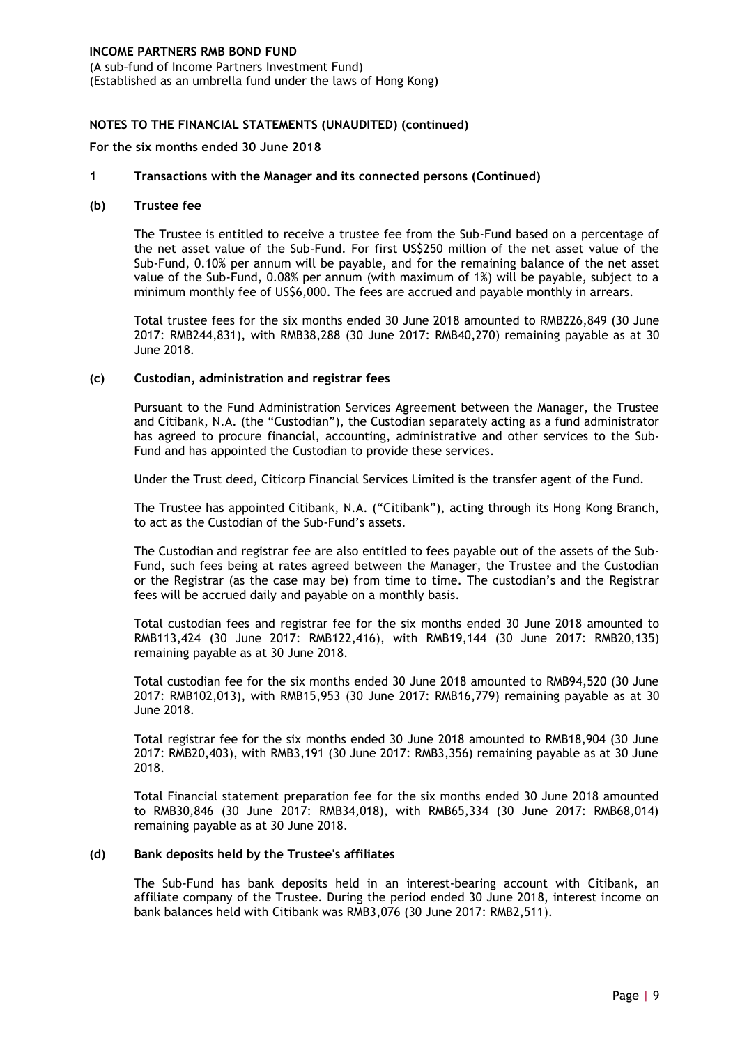**INCOME PARTNERS RMB BOND FUND**
(A sub–fund of Income Partners Investment Fund)
(Established as an umbrella fund under the laws of Hong Kong)

**NOTES TO THE FINANCIAL STATEMENTS (UNAUDITED) (continued)**

**For the six months ended 30 June 2018**

## 1 Transactions with the Manager and its connected persons (Continued)

### (b) Trustee fee

The Trustee is entitled to receive a trustee fee from the Sub-Fund based on a percentage of the net asset value of the Sub-Fund. For first US$250 million of the net asset value of the Sub-Fund, 0.10% per annum will be payable, and for the remaining balance of the net asset value of the Sub-Fund, 0.08% per annum (with maximum of 1%) will be payable, subject to a minimum monthly fee of US$6,000. The fees are accrued and payable monthly in arrears.

Total trustee fees for the six months ended 30 June 2018 amounted to RMB226,849 (30 June 2017: RMB244,831), with RMB38,288 (30 June 2017: RMB40,270) remaining payable as at 30 June 2018.

### (c) Custodian, administration and registrar fees

Pursuant to the Fund Administration Services Agreement between the Manager, the Trustee and Citibank, N.A. (the "Custodian"), the Custodian separately acting as a fund administrator has agreed to procure financial, accounting, administrative and other services to the Sub-Fund and has appointed the Custodian to provide these services.

Under the Trust deed, Citicorp Financial Services Limited is the transfer agent of the Fund.

The Trustee has appointed Citibank, N.A. ("Citibank"), acting through its Hong Kong Branch, to act as the Custodian of the Sub-Fund's assets.

The Custodian and registrar fee are also entitled to fees payable out of the assets of the Sub-Fund, such fees being at rates agreed between the Manager, the Trustee and the Custodian or the Registrar (as the case may be) from time to time. The custodian's and the Registrar fees will be accrued daily and payable on a monthly basis.

Total custodian fees and registrar fee for the six months ended 30 June 2018 amounted to RMB113,424 (30 June 2017: RMB122,416), with RMB19,144 (30 June 2017: RMB20,135) remaining payable as at 30 June 2018.

Total custodian fee for the six months ended 30 June 2018 amounted to RMB94,520 (30 June 2017: RMB102,013), with RMB15,953 (30 June 2017: RMB16,779) remaining payable as at 30 June 2018.

Total registrar fee for the six months ended 30 June 2018 amounted to RMB18,904 (30 June 2017: RMB20,403), with RMB3,191 (30 June 2017: RMB3,356) remaining payable as at 30 June 2018.

Total Financial statement preparation fee for the six months ended 30 June 2018 amounted to RMB30,846 (30 June 2017: RMB34,018), with RMB65,334 (30 June 2017: RMB68,014) remaining payable as at 30 June 2018.

### (d) Bank deposits held by the Trustee's affiliates

The Sub-Fund has bank deposits held in an interest-bearing account with Citibank, an affiliate company of the Trustee. During the period ended 30 June 2018, interest income on bank balances held with Citibank was RMB3,076 (30 June 2017: RMB2,511).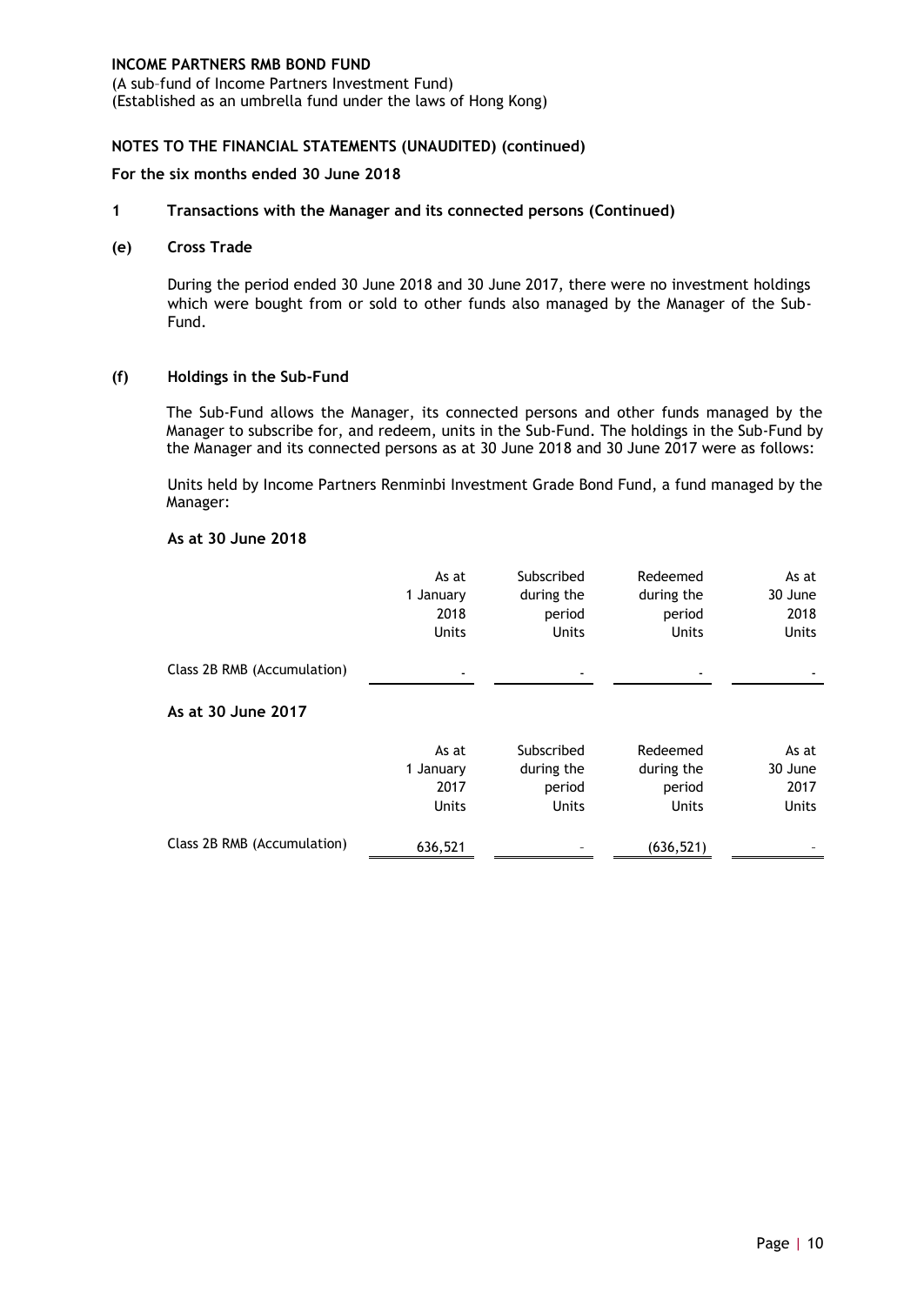**INCOME PARTNERS RMB BOND FUND**
(A sub–fund of Income Partners Investment Fund)
(Established as an umbrella fund under the laws of Hong Kong)

**NOTES TO THE FINANCIAL STATEMENTS (UNAUDITED) (continued)**

**For the six months ended 30 June 2018**

**1 Transactions with the Manager and its connected persons (Continued)**

**(e) Cross Trade**

During the period ended 30 June 2018 and 30 June 2017, there were no investment holdings which were bought from or sold to other funds also managed by the Manager of the Sub-Fund.

**(f) Holdings in the Sub-Fund**

The Sub-Fund allows the Manager, its connected persons and other funds managed by the Manager to subscribe for, and redeem, units in the Sub-Fund. The holdings in the Sub-Fund by the Manager and its connected persons as at 30 June 2018 and 30 June 2017 were as follows:

Units held by Income Partners Renminbi Investment Grade Bond Fund, a fund managed by the Manager:

**As at 30 June 2018**

| | As at 1 January 2018 Units | Subscribed during the period Units | Redeemed during the period Units | As at 30 June 2018 Units |
|---|---|---|---|---|
| Class 2B RMB (Accumulation) | - | - | - | - |

**As at 30 June 2017**

| | As at 1 January 2017 Units | Subscribed during the period Units | Redeemed during the period Units | As at 30 June 2017 Units |
|---|---|---|---|---|
| Class 2B RMB (Accumulation) | 636,521 | - | (636,521) | - |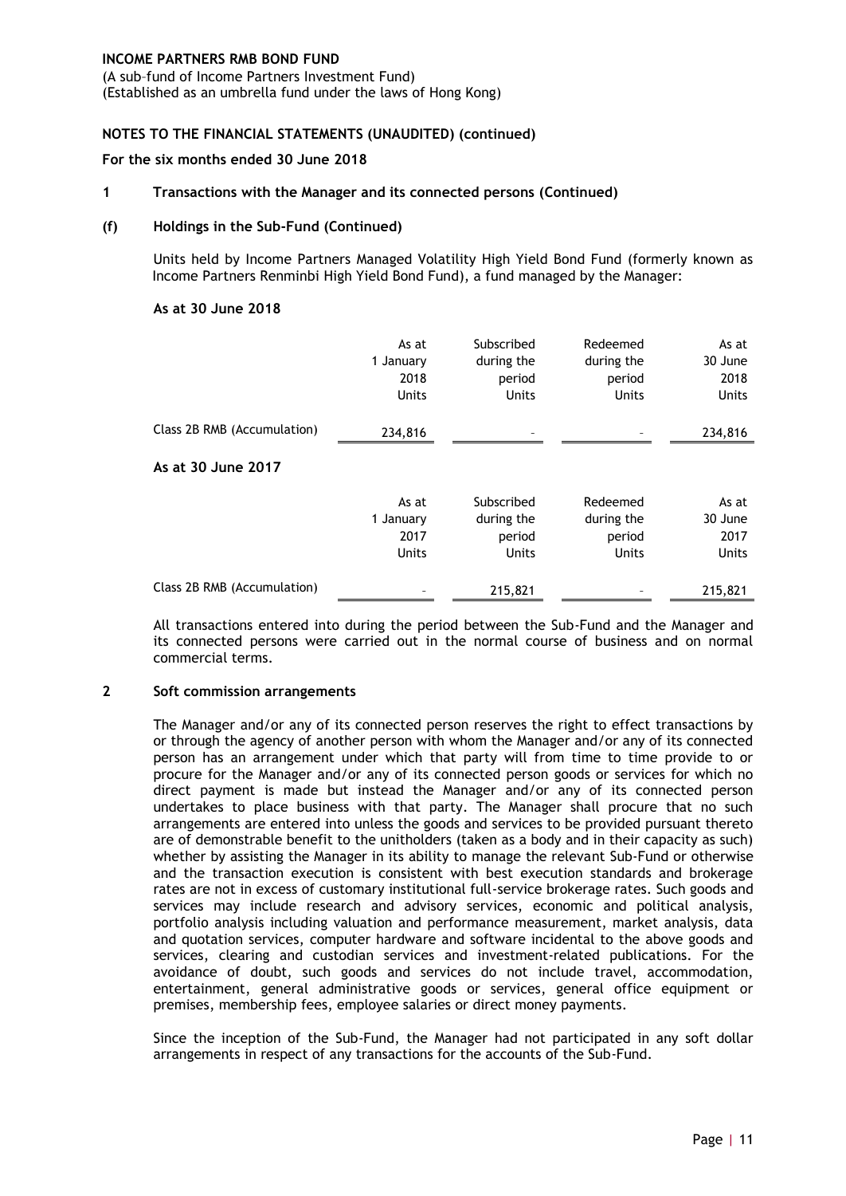**INCOME PARTNERS RMB BOND FUND**
(A sub–fund of Income Partners Investment Fund)
(Established as an umbrella fund under the laws of Hong Kong)

**NOTES TO THE FINANCIAL STATEMENTS (UNAUDITED) (continued)**

**For the six months ended 30 June 2018**

**1 Transactions with the Manager and its connected persons (Continued)**

**(f) Holdings in the Sub-Fund (Continued)**

Units held by Income Partners Managed Volatility High Yield Bond Fund (formerly known as Income Partners Renminbi High Yield Bond Fund), a fund managed by the Manager:

**As at 30 June 2018**

| | As at 1 January 2018 Units | Subscribed during the period Units | Redeemed during the period Units | As at 30 June 2018 Units |
|---|---|---|---|---|
| Class 2B RMB (Accumulation) | 234,816 | – | – | 234,816 |

**As at 30 June 2017**

| | As at 1 January 2017 Units | Subscribed during the period Units | Redeemed during the period Units | As at 30 June 2017 Units |
|---|---|---|---|---|
| Class 2B RMB (Accumulation) | – | 215,821 | – | 215,821 |

All transactions entered into during the period between the Sub-Fund and the Manager and its connected persons were carried out in the normal course of business and on normal commercial terms.

**2 Soft commission arrangements**

The Manager and/or any of its connected person reserves the right to effect transactions by or through the agency of another person with whom the Manager and/or any of its connected person has an arrangement under which that party will from time to time provide to or procure for the Manager and/or any of its connected person goods or services for which no direct payment is made but instead the Manager and/or any of its connected person undertakes to place business with that party. The Manager shall procure that no such arrangements are entered into unless the goods and services to be provided pursuant thereto are of demonstrable benefit to the unitholders (taken as a body and in their capacity as such) whether by assisting the Manager in its ability to manage the relevant Sub-Fund or otherwise and the transaction execution is consistent with best execution standards and brokerage rates are not in excess of customary institutional full-service brokerage rates. Such goods and services may include research and advisory services, economic and political analysis, portfolio analysis including valuation and performance measurement, market analysis, data and quotation services, computer hardware and software incidental to the above goods and services, clearing and custodian services and investment-related publications. For the avoidance of doubt, such goods and services do not include travel, accommodation, entertainment, general administrative goods or services, general office equipment or premises, membership fees, employee salaries or direct money payments.

Since the inception of the Sub-Fund, the Manager had not participated in any soft dollar arrangements in respect of any transactions for the accounts of the Sub-Fund.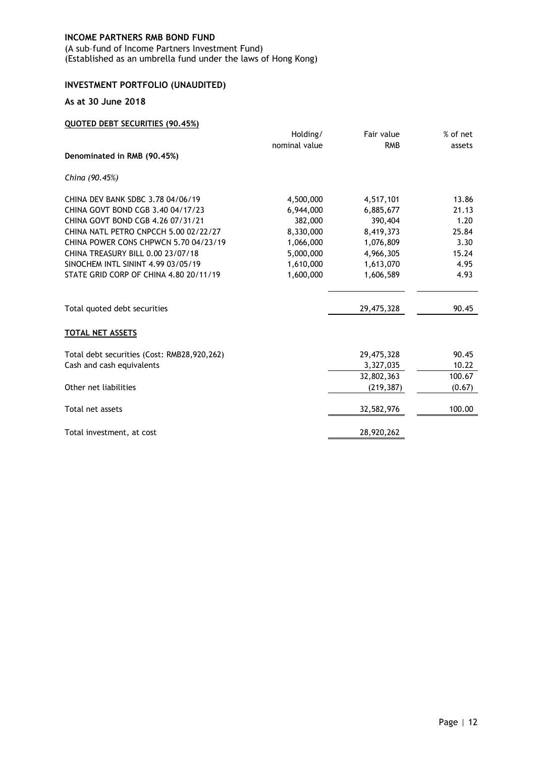**INCOME PARTNERS RMB BOND FUND**

(A sub–fund of Income Partners Investment Fund)
(Established as an umbrella fund under the laws of Hong Kong)

**INVESTMENT PORTFOLIO (UNAUDITED)**

**As at 30 June 2018**

**QUOTED DEBT SECURITIES (90.45%)**

| | Holding/ nominal value | Fair value RMB | % of net assets |
|---|---|---|---|
| **Denominated in RMB (90.45%)** | | | |
| *China (90.45%)* | | | |
| CHINA DEV BANK SDBC 3.78 04/06/19 | 4,500,000 | 4,517,101 | 13.86 |
| CHINA GOVT BOND CGB 3.40 04/17/23 | 6,944,000 | 6,885,677 | 21.13 |
| CHINA GOVT BOND CGB 4.26 07/31/21 | 382,000 | 390,404 | 1.20 |
| CHINA NATL PETRO CNPCCH 5.00 02/22/27 | 8,330,000 | 8,419,373 | 25.84 |
| CHINA POWER CONS CHPWCN 5.70 04/23/19 | 1,066,000 | 1,076,809 | 3.30 |
| CHINA TREASURY BILL 0.00 23/07/18 | 5,000,000 | 4,966,305 | 15.24 |
| SINOCHEM INTL SININT 4.99 03/05/19 | 1,610,000 | 1,613,070 | 4.95 |
| STATE GRID CORP OF CHINA 4.80 20/11/19 | 1,600,000 | 1,606,589 | 4.93 |
| Total quoted debt securities | | 29,475,328 | 90.45 |

**TOTAL NET ASSETS**

| | Fair value RMB | % of net assets |
|---|---|---|
| Total debt securities (Cost: RMB28,920,262) | 29,475,328 | 90.45 |
| Cash and cash equivalents | 3,327,035 | 10.22 |
| | 32,802,363 | 100.67 |
| Other net liabilities | (219,387) | (0.67) |
| Total net assets | 32,582,976 | 100.00 |
| Total investment, at cost | 28,920,262 | |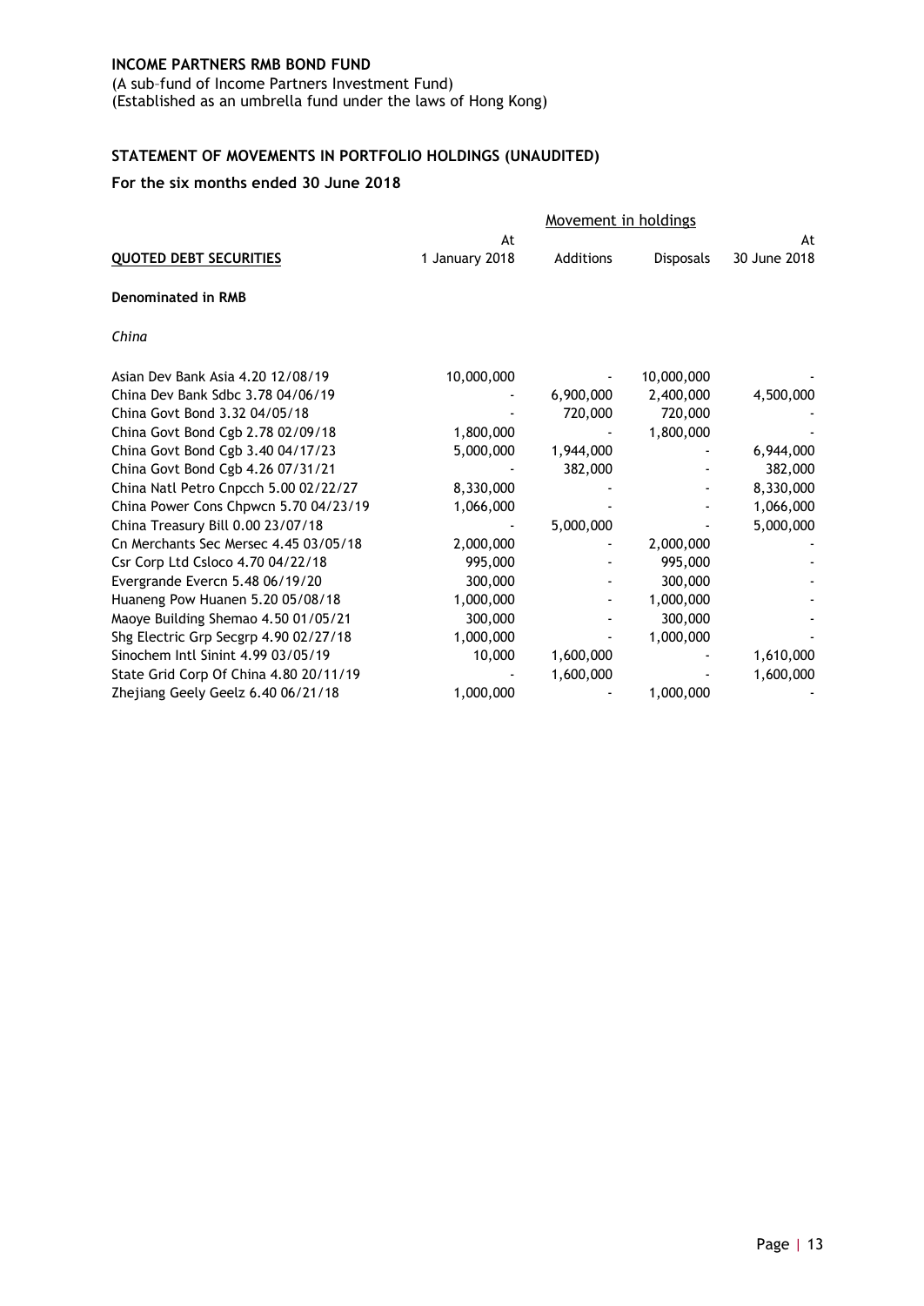**INCOME PARTNERS RMB BOND FUND**

(A sub–fund of Income Partners Investment Fund)
(Established as an umbrella fund under the laws of Hong Kong)

**STATEMENT OF MOVEMENTS IN PORTFOLIO HOLDINGS (UNAUDITED)**

**For the six months ended 30 June 2018**

| | | Movement in holdings | | |
|---|---|---|---|---|
| **QUOTED DEBT SECURITIES** | At 1 January 2018 | Additions | Disposals | At 30 June 2018 |
| **Denominated in RMB** | | | | |
| *China* | | | | |
| Asian Dev Bank Asia 4.20 12/08/19 | 10,000,000 | - | 10,000,000 | - |
| China Dev Bank Sdbc 3.78 04/06/19 | - | 6,900,000 | 2,400,000 | 4,500,000 |
| China Govt Bond 3.32 04/05/18 | - | 720,000 | 720,000 | - |
| China Govt Bond Cgb 2.78 02/09/18 | 1,800,000 | - | 1,800,000 | - |
| China Govt Bond Cgb 3.40 04/17/23 | 5,000,000 | 1,944,000 | - | 6,944,000 |
| China Govt Bond Cgb 4.26 07/31/21 | - | 382,000 | - | 382,000 |
| China Natl Petro Cnpcch 5.00 02/22/27 | 8,330,000 | - | - | 8,330,000 |
| China Power Cons Chpwcn 5.70 04/23/19 | 1,066,000 | - | - | 1,066,000 |
| China Treasury Bill 0.00 23/07/18 | - | 5,000,000 | - | 5,000,000 |
| Cn Merchants Sec Mersec 4.45 03/05/18 | 2,000,000 | - | 2,000,000 | - |
| Csr Corp Ltd Csloco 4.70 04/22/18 | 995,000 | - | 995,000 | - |
| Evergrande Evercn 5.48 06/19/20 | 300,000 | - | 300,000 | - |
| Huaneng Pow Huanen 5.20 05/08/18 | 1,000,000 | - | 1,000,000 | - |
| Maoye Building Shemao 4.50 01/05/21 | 300,000 | - | 300,000 | - |
| Shg Electric Grp Secgrp 4.90 02/27/18 | 1,000,000 | - | 1,000,000 | - |
| Sinochem Intl Sinint 4.99 03/05/19 | 10,000 | 1,600,000 | - | 1,610,000 |
| State Grid Corp Of China 4.80 20/11/19 | - | 1,600,000 | - | 1,600,000 |
| Zhejiang Geely Geelz 6.40 06/21/18 | 1,000,000 | - | 1,000,000 | - |